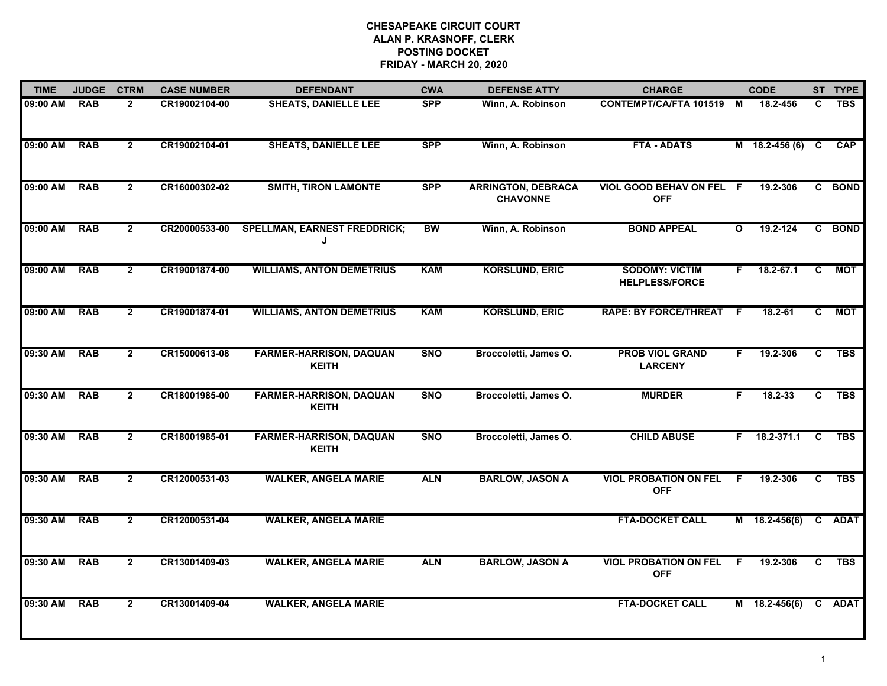**CHESAPEAKE CIRCUIT COURT**
**ALAN P. KRASNOFF, CLERK**
**POSTING DOCKET**
**FRIDAY - MARCH 20, 2020**

| TIME | JUDGE | CTRM | CASE NUMBER | DEFENDANT | CWA | DEFENSE ATTY | CHARGE | | CODE | ST | TYPE |
|---|---|---|---|---|---|---|---|---|---|---|---|
| 09:00 AM | RAB | 2 | CR19002104-00 | SHEATS, DANIELLE LEE | SPP | Winn, A. Robinson | CONTEMPT/CA/FTA 101519 | M | 18.2-456 | C | TBS |
| 09:00 AM | RAB | 2 | CR19002104-01 | SHEATS, DANIELLE LEE | SPP | Winn, A. Robinson | FTA - ADATS | M | 18.2-456 (6) | C | CAP |
| 09:00 AM | RAB | 2 | CR16000302-02 | SMITH, TIRON LAMONTE | SPP | ARRINGTON, DEBRACA CHAVONNE | VIOL GOOD BEHAV ON FEL OFF | F | 19.2-306 | C | BOND |
| 09:00 AM | RAB | 2 | CR20000533-00 | SPELLMAN, EARNEST FREDDRICK; J | BW | Winn, A. Robinson | BOND APPEAL | O | 19.2-124 | C | BOND |
| 09:00 AM | RAB | 2 | CR19001874-00 | WILLIAMS, ANTON DEMETRIUS | KAM | KORSLUND, ERIC | SODOMY: VICTIM HELPLESS/FORCE | F | 18.2-67.1 | C | MOT |
| 09:00 AM | RAB | 2 | CR19001874-01 | WILLIAMS, ANTON DEMETRIUS | KAM | KORSLUND, ERIC | RAPE: BY FORCE/THREAT | F | 18.2-61 | C | MOT |
| 09:30 AM | RAB | 2 | CR15000613-08 | FARMER-HARRISON, DAQUAN KEITH | SNO | Broccoletti, James O. | PROB VIOL GRAND LARCENY | F | 19.2-306 | C | TBS |
| 09:30 AM | RAB | 2 | CR18001985-00 | FARMER-HARRISON, DAQUAN KEITH | SNO | Broccoletti, James O. | MURDER | F | 18.2-33 | C | TBS |
| 09:30 AM | RAB | 2 | CR18001985-01 | FARMER-HARRISON, DAQUAN KEITH | SNO | Broccoletti, James O. | CHILD ABUSE | F | 18.2-371.1 | C | TBS |
| 09:30 AM | RAB | 2 | CR12000531-03 | WALKER, ANGELA MARIE | ALN | BARLOW, JASON A | VIOL PROBATION ON FEL OFF | F | 19.2-306 | C | TBS |
| 09:30 AM | RAB | 2 | CR12000531-04 | WALKER, ANGELA MARIE | | | FTA-DOCKET CALL | M | 18.2-456(6) | C | ADAT |
| 09:30 AM | RAB | 2 | CR13001409-03 | WALKER, ANGELA MARIE | ALN | BARLOW, JASON A | VIOL PROBATION ON FEL OFF | F | 19.2-306 | C | TBS |
| 09:30 AM | RAB | 2 | CR13001409-04 | WALKER, ANGELA MARIE | | | FTA-DOCKET CALL | M | 18.2-456(6) | C | ADAT |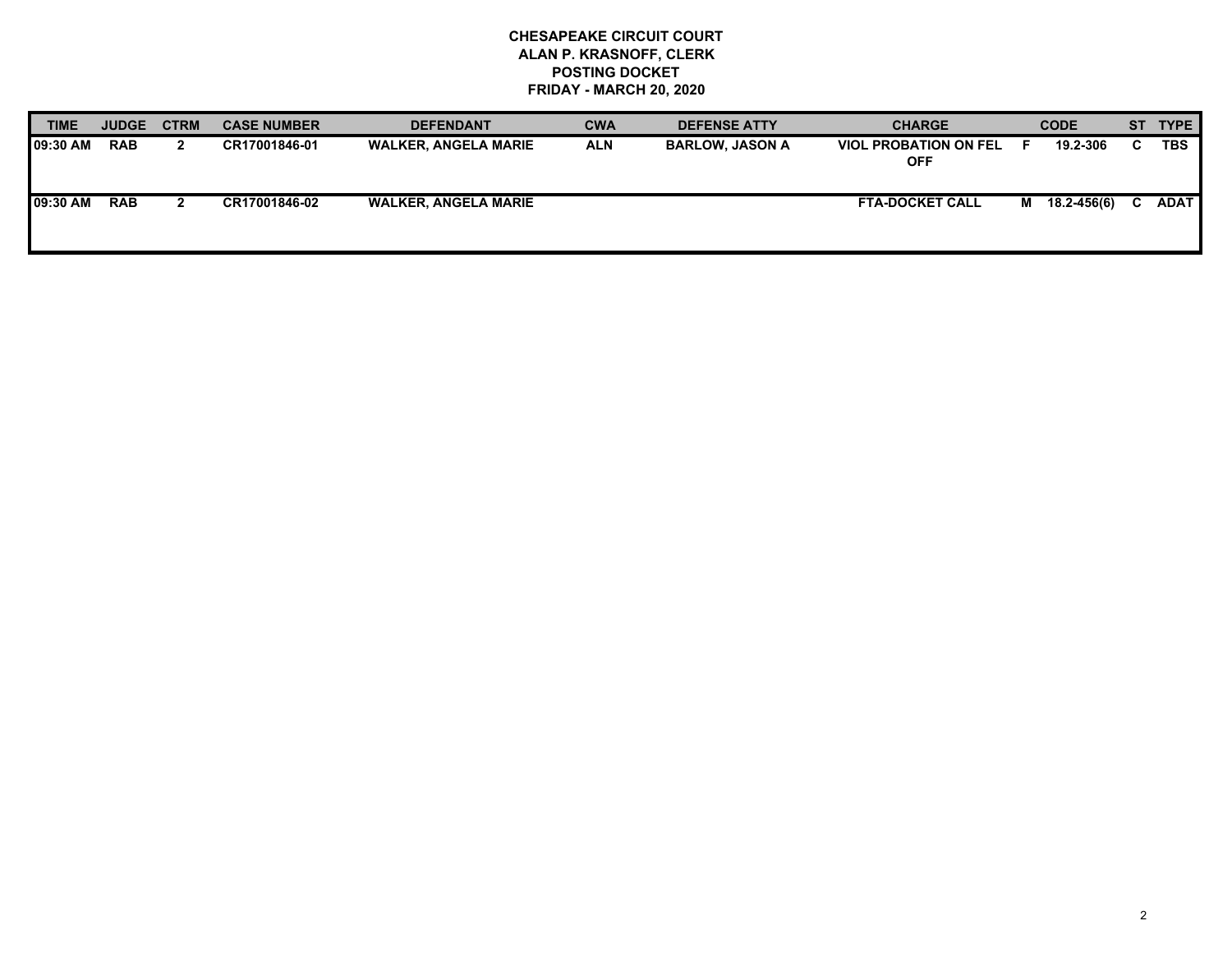**CHESAPEAKE CIRCUIT COURT**
**ALAN P. KRASNOFF, CLERK**
**POSTING DOCKET**
**FRIDAY - MARCH 20, 2020**

| TIME | JUDGE | CTRM | CASE NUMBER | DEFENDANT | CWA | DEFENSE ATTY | CHARGE | | CODE | ST | TYPE |
|---|---|---|---|---|---|---|---|---|---|---|---|
| 09:30 AM | RAB | 2 | CR17001846-01 | WALKER, ANGELA MARIE | ALN | BARLOW, JASON A | VIOL PROBATION ON FEL OFF | F | 19.2-306 | C | TBS |
| 09:30 AM | RAB | 2 | CR17001846-02 | WALKER, ANGELA MARIE | | | FTA-DOCKET CALL | M | 18.2-456(6) | C | ADAT |